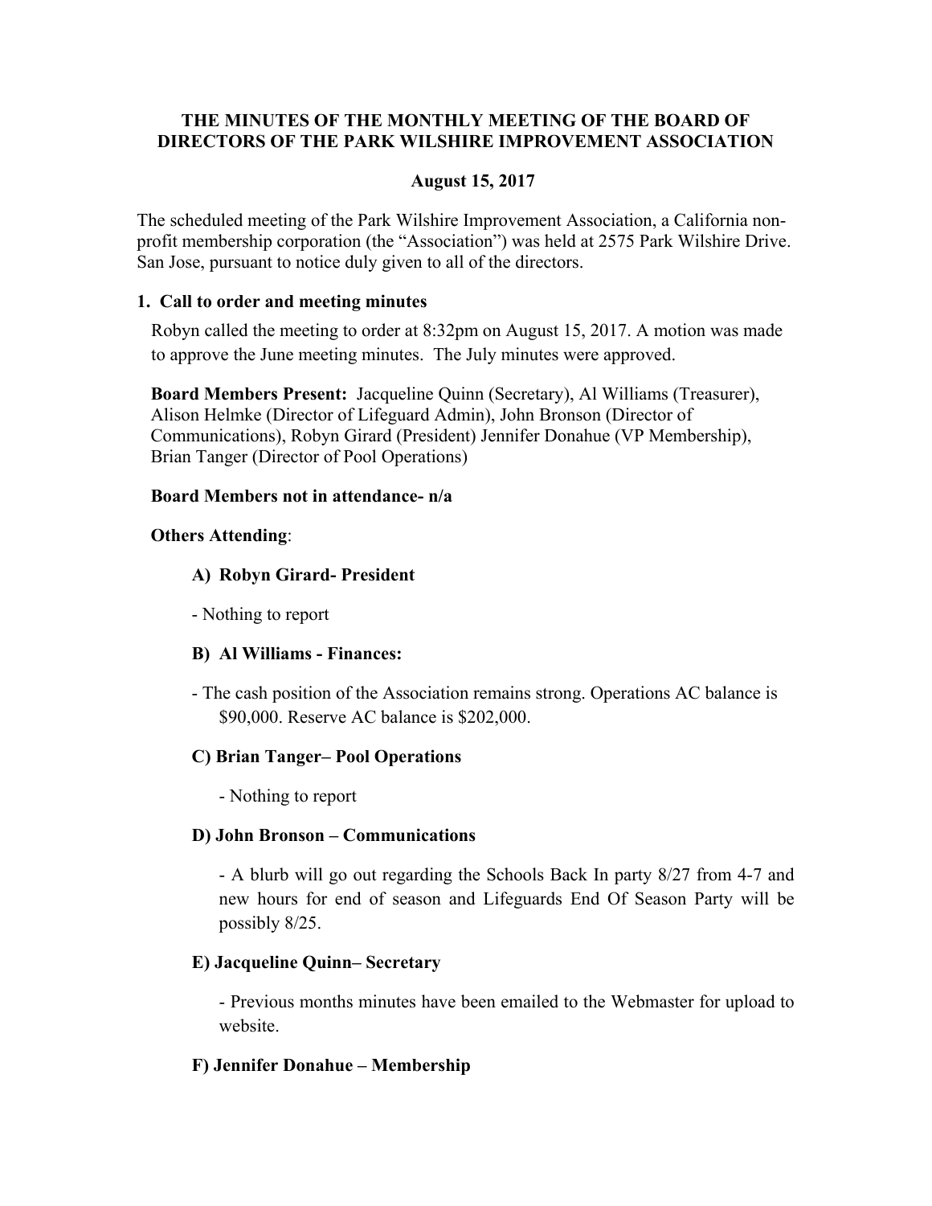**THE MINUTES OF THE MONTHLY MEETING OF THE BOARD OF DIRECTORS OF THE PARK WILSHIRE IMPROVEMENT ASSOCIATION**

**August 15, 2017**

The scheduled meeting of the Park Wilshire Improvement Association, a California non-profit membership corporation (the "Association") was held at 2575 Park Wilshire Drive. San Jose, pursuant to notice duly given to all of the directors.

### 1. Call to order and meeting minutes

Robyn called the meeting to order at 8:32pm on August 15, 2017. A motion was made to approve the June meeting minutes. The July minutes were approved.

**Board Members Present:** Jacqueline Quinn (Secretary), Al Williams (Treasurer), Alison Helmke (Director of Lifeguard Admin), John Bronson (Director of Communications), Robyn Girard (President) Jennifer Donahue (VP Membership), Brian Tanger (Director of Pool Operations)

**Board Members not in attendance- n/a**

**Others Attending**:

**A) Robyn Girard- President**

- Nothing to report

**B) Al Williams - Finances:**

- The cash position of the Association remains strong. Operations AC balance is $90,000. Reserve AC balance is $202,000.

**C) Brian Tanger– Pool Operations**

- Nothing to report

**D) John Bronson – Communications**

- A blurb will go out regarding the Schools Back In party 8/27 from 4-7 and new hours for end of season and Lifeguards End Of Season Party will be possibly 8/25.

**E) Jacqueline Quinn– Secretary**

- Previous months minutes have been emailed to the Webmaster for upload to website.

**F) Jennifer Donahue – Membership**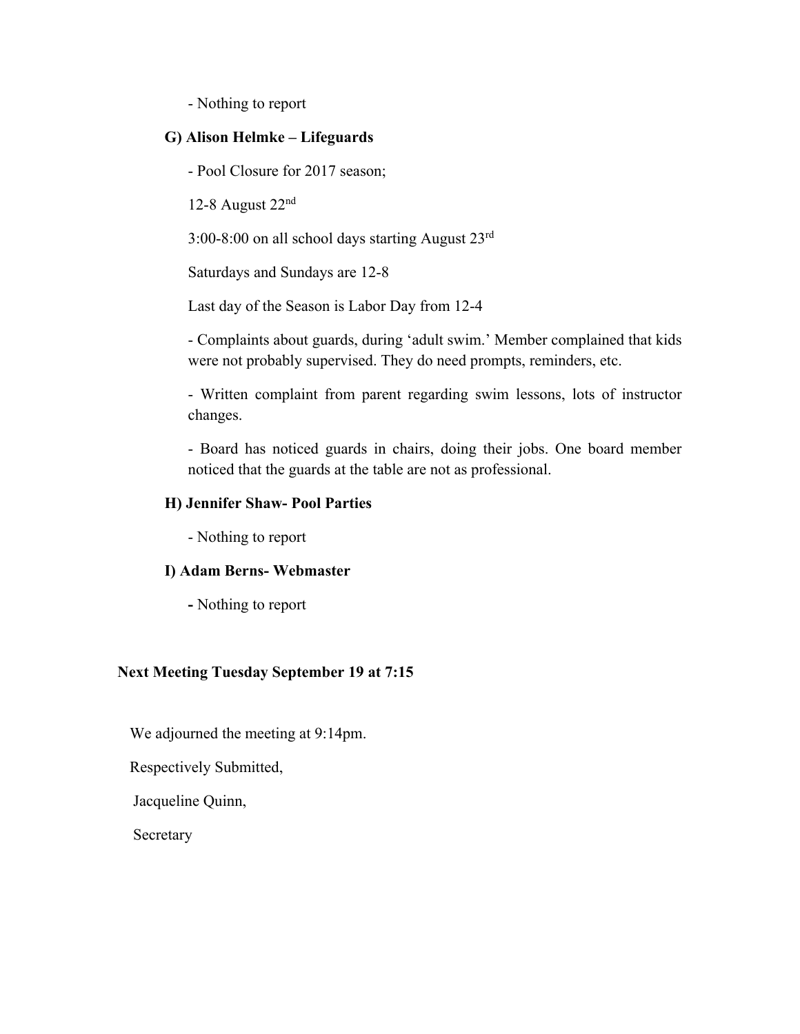- Nothing to report

**G) Alison Helmke – Lifeguards**

- Pool Closure for 2017 season;

12-8 August 22nd

3:00-8:00 on all school days starting August 23rd

Saturdays and Sundays are 12-8

Last day of the Season is Labor Day from 12-4

- Complaints about guards, during 'adult swim.' Member complained that kids were not probably supervised. They do need prompts, reminders, etc.

- Written complaint from parent regarding swim lessons, lots of instructor changes.

- Board has noticed guards in chairs, doing their jobs. One board member noticed that the guards at the table are not as professional.

**H) Jennifer Shaw- Pool Parties**

- Nothing to report

**I) Adam Berns- Webmaster**

**-** Nothing to report

**Next Meeting Tuesday September 19 at 7:15**

We adjourned the meeting at 9:14pm.

Respectively Submitted,

Jacqueline Quinn,

Secretary